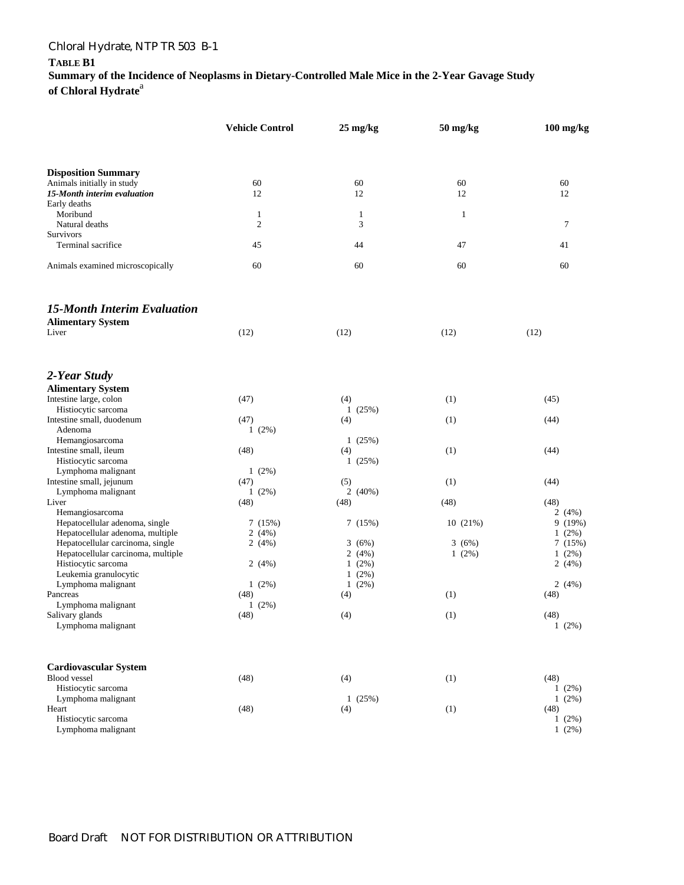**TABLE B1**
**Summary of the Incidence of Neoplasms in Dietary-Controlled Male Mice in the 2-Year Gavage Study of Chloral Hydrate**[a]

| | Vehicle Control | 25 mg/kg | 50 mg/kg | 100 mg/kg |
|---|---|---|---|---|
| **Disposition Summary** | | | | |
| Animals initially in study | 60 | 60 | 60 | 60 |
| ***15-Month interim evaluation*** | 12 | 12 | 12 | 12 |
| Early deaths | | | | |
| Moribund | 1 | 1 | 1 | |
| Natural deaths | 2 | 3 | | 7 |
| Survivors | | | | |
| Terminal sacrifice | 45 | 44 | 47 | 41 |
| Animals examined microscopically | 60 | 60 | 60 | 60 |
| ***15-Month Interim Evaluation*** | | | | |
| **Alimentary System** | | | | |
| Liver | (12) | (12) | (12) | (12) |
| ***2-Year Study*** | | | | |
| **Alimentary System** | | | | |
| Intestine large, colon | (47) | (4) | (1) | (45) |
| Histiocytic sarcoma | | 1 (25%) | | |
| Intestine small, duodenum | (47) | (4) | (1) | (44) |
| Adenoma | 1 (2%) | | | |
| Hemangiosarcoma | | 1 (25%) | | |
| Intestine small, ileum | (48) | (4) | (1) | (44) |
| Histiocytic sarcoma | | 1 (25%) | | |
| Lymphoma malignant | 1 (2%) | | | |
| Intestine small, jejunum | (47) | (5) | (1) | (44) |
| Lymphoma malignant | 1 (2%) | 2 (40%) | | |
| Liver | (48) | (48) | (48) | (48) |
| Hemangiosarcoma | | | | 2 (4%) |
| Hepatocellular adenoma, single | 7 (15%) | 7 (15%) | 10 (21%) | 9 (19%) |
| Hepatocellular adenoma, multiple | 2 (4%) | | | 1 (2%) |
| Hepatocellular carcinoma, single | 2 (4%) | 3 (6%) | 3 (6%) | 7 (15%) |
| Hepatocellular carcinoma, multiple | | 2 (4%) | 1 (2%) | 1 (2%) |
| Histiocytic sarcoma | 2 (4%) | 1 (2%) | | 2 (4%) |
| Leukemia granulocytic | | 1 (2%) | | |
| Lymphoma malignant | 1 (2%) | 1 (2%) | | 2 (4%) |
| Pancreas | (48) | (4) | (1) | (48) |
| Lymphoma malignant | 1 (2%) | | | |
| Salivary glands | (48) | (4) | (1) | (48) |
| Lymphoma malignant | | | | 1 (2%) |
| **Cardiovascular System** | | | | |
| Blood vessel | (48) | (4) | (1) | (48) |
| Histiocytic sarcoma | | | | 1 (2%) |
| Lymphoma malignant | | 1 (25%) | | 1 (2%) |
| Heart | (48) | (4) | (1) | (48) |
| Histiocytic sarcoma | | | | 1 (2%) |
| Lymphoma malignant | | | | 1 (2%) |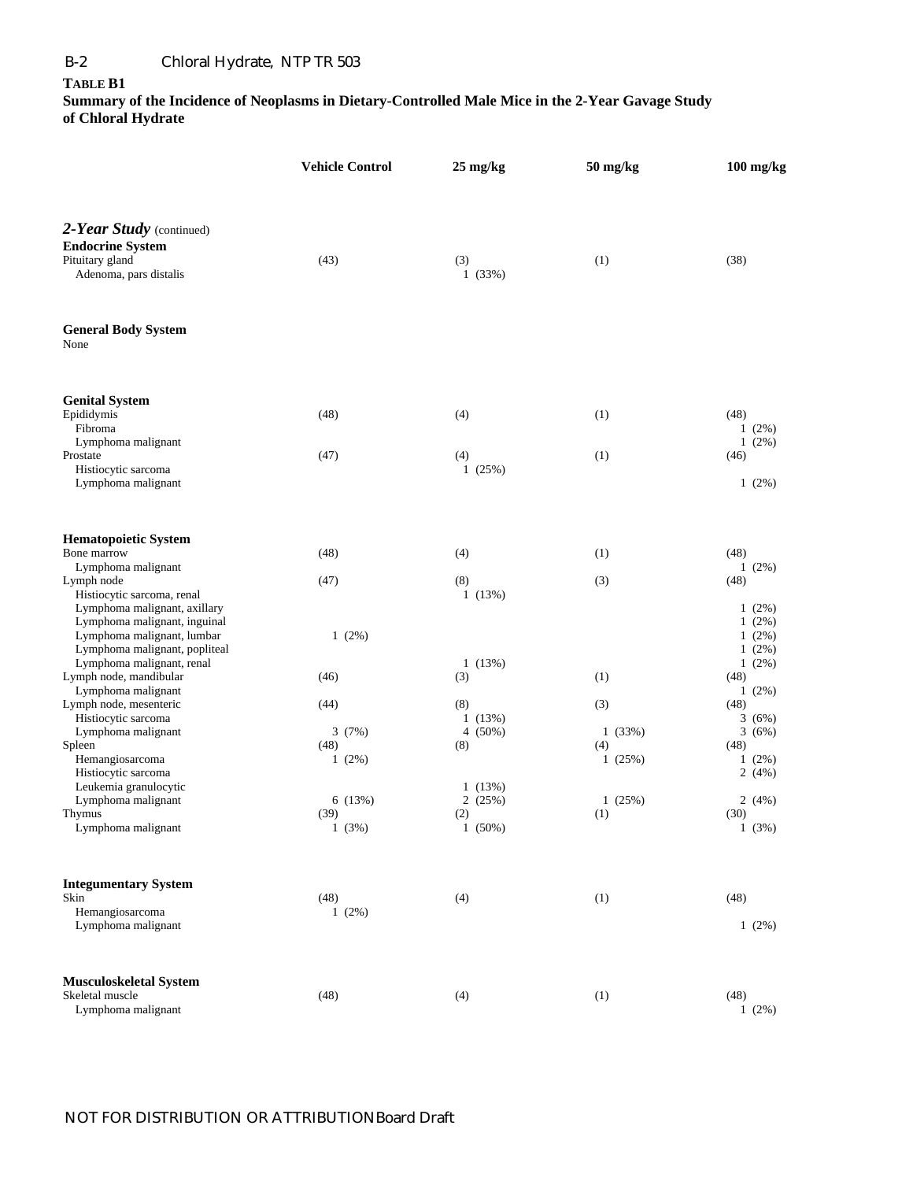**TABLE B1**
**Summary of the Incidence of Neoplasms in Dietary-Controlled Male Mice in the 2-Year Gavage Study of Chloral Hydrate**

| | Vehicle Control | 25 mg/kg | 50 mg/kg | 100 mg/kg |
|---|---|---|---|---|
| ***2-Year Study*** (continued) | | | | |
| **Endocrine System** | | | | |
| Pituitary gland | (43) | (3) | (1) | (38) |
| Adenoma, pars distalis | | 1 (33%) | | |
| **General Body System** | | | | |
| None | | | | |
| **Genital System** | | | | |
| Epididymis | (48) | (4) | (1) | (48) |
| Fibroma | | | | 1 (2%) |
| Lymphoma malignant | | | | 1 (2%) |
| Prostate | (47) | (4) | (1) | (46) |
| Histiocytic sarcoma | | 1 (25%) | | |
| Lymphoma malignant | | | | 1 (2%) |
| **Hematopoietic System** | | | | |
| Bone marrow | (48) | (4) | (1) | (48) |
| Lymphoma malignant | | | | 1 (2%) |
| Lymph node | (47) | (8) | (3) | (48) |
| Histiocytic sarcoma, renal | | 1 (13%) | | |
| Lymphoma malignant, axillary | | | | 1 (2%) |
| Lymphoma malignant, inguinal | | | | 1 (2%) |
| Lymphoma malignant, lumbar | 1 (2%) | | | 1 (2%) |
| Lymphoma malignant, popliteal | | | | 1 (2%) |
| Lymphoma malignant, renal | | 1 (13%) | | 1 (2%) |
| Lymph node, mandibular | (46) | (3) | (1) | (48) |
| Lymphoma malignant | | | | 1 (2%) |
| Lymph node, mesenteric | (44) | (8) | (3) | (48) |
| Histiocytic sarcoma | | 1 (13%) | | 3 (6%) |
| Lymphoma malignant | 3 (7%) | 4 (50%) | 1 (33%) | 3 (6%) |
| Spleen | (48) | (8) | (4) | (48) |
| Hemangiosarcoma | 1 (2%) | | 1 (25%) | 1 (2%) |
| Histiocytic sarcoma | | | | 2 (4%) |
| Leukemia granulocytic | | 1 (13%) | | |
| Lymphoma malignant | 6 (13%) | 2 (25%) | 1 (25%) | 2 (4%) |
| Thymus | (39) | (2) | (1) | (30) |
| Lymphoma malignant | 1 (3%) | 1 (50%) | | 1 (3%) |
| **Integumentary System** | | | | |
| Skin | (48) | (4) | (1) | (48) |
| Hemangiosarcoma | 1 (2%) | | | |
| Lymphoma malignant | | | | 1 (2%) |
| **Musculoskeletal System** | | | | |
| Skeletal muscle | (48) | (4) | (1) | (48) |
| Lymphoma malignant | | | | 1 (2%) |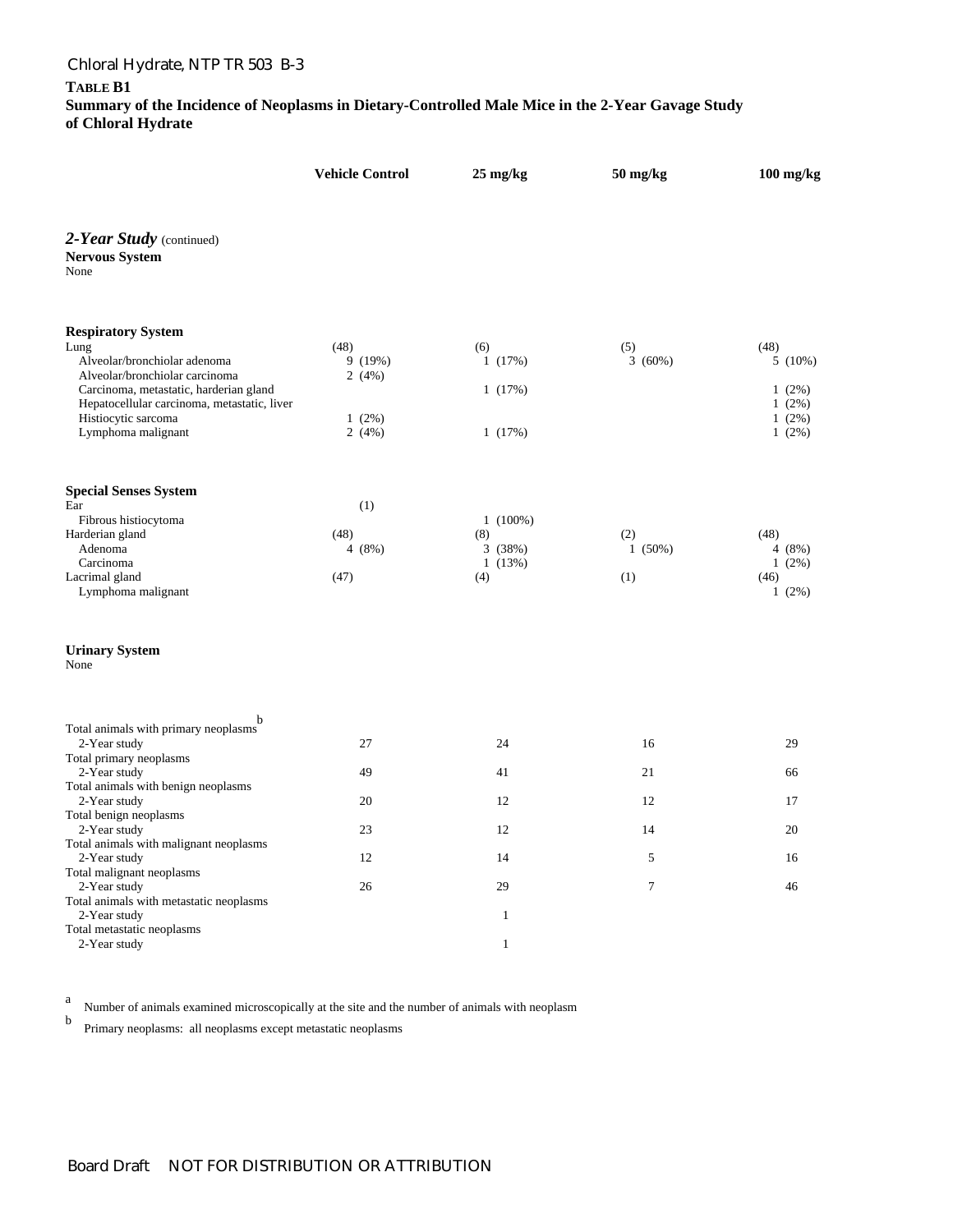**Table B1**
**Summary of the Incidence of Neoplasms in Dietary-Controlled Male Mice in the 2-Year Gavage Study of Chloral Hydrate**

| | Vehicle Control | 25 mg/kg | 50 mg/kg | 100 mg/kg |
|---|---|---|---|---|
| ***2-Year Study*** (continued) | | | | |
| **Nervous System** | | | | |
| None | | | | |
| **Respiratory System** | | | | |
| Lung | (48) | (6) | (5) | (48) |
| Alveolar/bronchiolar adenoma | 9 (19%) | 1 (17%) | 3 (60%) | 5 (10%) |
| Alveolar/bronchiolar carcinoma | 2 (4%) | | | |
| Carcinoma, metastatic, harderian gland | | 1 (17%) | | 1 (2%) |
| Hepatocellular carcinoma, metastatic, liver | | | | 1 (2%) |
| Histiocytic sarcoma | 1 (2%) | | | 1 (2%) |
| Lymphoma malignant | 2 (4%) | 1 (17%) | | 1 (2%) |
| **Special Senses System** | | | | |
| Ear | (1) | | | |
| Fibrous histiocytoma | | 1 (100%) | | |
| Harderian gland | (48) | (8) | (2) | (48) |
| Adenoma | 4 (8%) | 3 (38%) | 1 (50%) | 4 (8%) |
| Carcinoma | | 1 (13%) | | 1 (2%) |
| Lacrimal gland | (47) | (4) | (1) | (46) |
| Lymphoma malignant | | | | 1 (2%) |
| **Urinary System** | | | | |
| None | | | | |
| Total animals with primary neoplasms[b] | | | | |
| 2-Year study | 27 | 24 | 16 | 29 |
| Total primary neoplasms | | | | |
| 2-Year study | 49 | 41 | 21 | 66 |
| Total animals with benign neoplasms | | | | |
| 2-Year study | 20 | 12 | 12 | 17 |
| Total benign neoplasms | | | | |
| 2-Year study | 23 | 12 | 14 | 20 |
| Total animals with malignant neoplasms | | | | |
| 2-Year study | 12 | 14 | 5 | 16 |
| Total malignant neoplasms | | | | |
| 2-Year study | 26 | 29 | 7 | 46 |
| Total animals with metastatic neoplasms | | | | |
| 2-Year study | | 1 | | |
| Total metastatic neoplasms | | | | |
| 2-Year study | | 1 | | |

[a] Number of animals examined microscopically at the site and the number of animals with neoplasm

[b] Primary neoplasms: all neoplasms except metastatic neoplasms